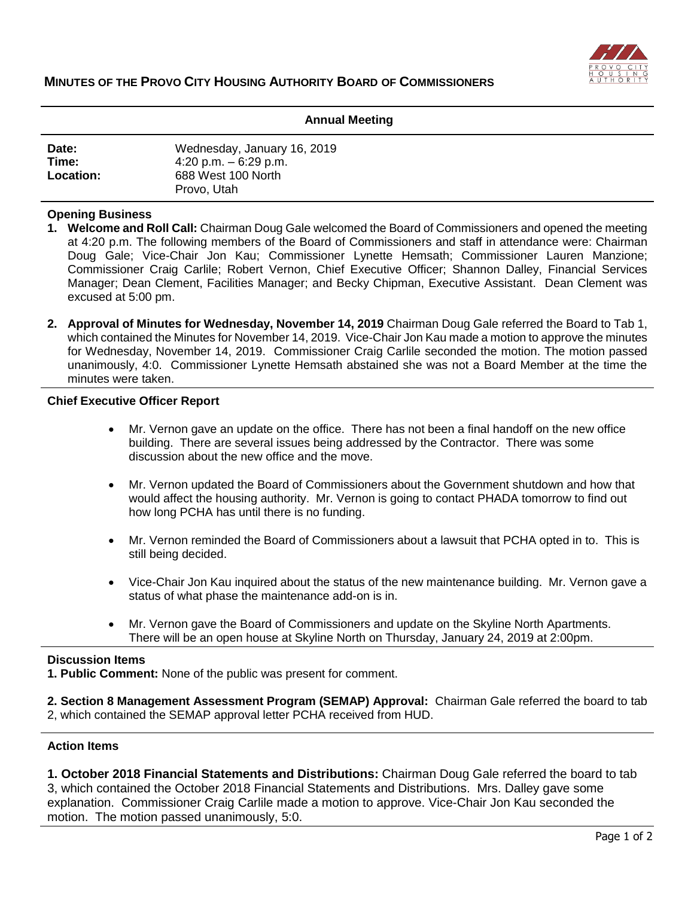# MINUTES OF THE PROVO CITY HOUSING AUTHORITY BOARD OF COMMISSIONERS

**Annual Meeting**

| | |
|---|---|
| **Date:** | Wednesday, January 16, 2019 |
| **Time:** | 4:20 p.m. – 6:29 p.m. |
| **Location:** | 688 West 100 North<br>Provo, Utah |

## Opening Business

1. **Welcome and Roll Call:** Chairman Doug Gale welcomed the Board of Commissioners and opened the meeting at 4:20 p.m. The following members of the Board of Commissioners and staff in attendance were: Chairman Doug Gale; Vice-Chair Jon Kau; Commissioner Lynette Hemsath; Commissioner Lauren Manzione; Commissioner Craig Carlile; Robert Vernon, Chief Executive Officer; Shannon Dalley, Financial Services Manager; Dean Clement, Facilities Manager; and Becky Chipman, Executive Assistant. Dean Clement was excused at 5:00 pm.

2. **Approval of Minutes for Wednesday, November 14, 2019** Chairman Doug Gale referred the Board to Tab 1, which contained the Minutes for November 14, 2019. Vice-Chair Jon Kau made a motion to approve the minutes for Wednesday, November 14, 2019. Commissioner Craig Carlile seconded the motion. The motion passed unanimously, 4:0. Commissioner Lynette Hemsath abstained she was not a Board Member at the time the minutes were taken.

## Chief Executive Officer Report

- Mr. Vernon gave an update on the office. There has not been a final handoff on the new office building. There are several issues being addressed by the Contractor. There was some discussion about the new office and the move.
- Mr. Vernon updated the Board of Commissioners about the Government shutdown and how that would affect the housing authority. Mr. Vernon is going to contact PHADA tomorrow to find out how long PCHA has until there is no funding.
- Mr. Vernon reminded the Board of Commissioners about a lawsuit that PCHA opted in to. This is still being decided.
- Vice-Chair Jon Kau inquired about the status of the new maintenance building. Mr. Vernon gave a status of what phase the maintenance add-on is in.
- Mr. Vernon gave the Board of Commissioners and update on the Skyline North Apartments. There will be an open house at Skyline North on Thursday, January 24, 2019 at 2:00pm.

## Discussion Items

**1. Public Comment:** None of the public was present for comment.

**2. Section 8 Management Assessment Program (SEMAP) Approval:** Chairman Gale referred the board to tab 2, which contained the SEMAP approval letter PCHA received from HUD.

## Action Items

**1. October 2018 Financial Statements and Distributions:** Chairman Doug Gale referred the board to tab 3, which contained the October 2018 Financial Statements and Distributions. Mrs. Dalley gave some explanation. Commissioner Craig Carlile made a motion to approve. Vice-Chair Jon Kau seconded the motion. The motion passed unanimously, 5:0.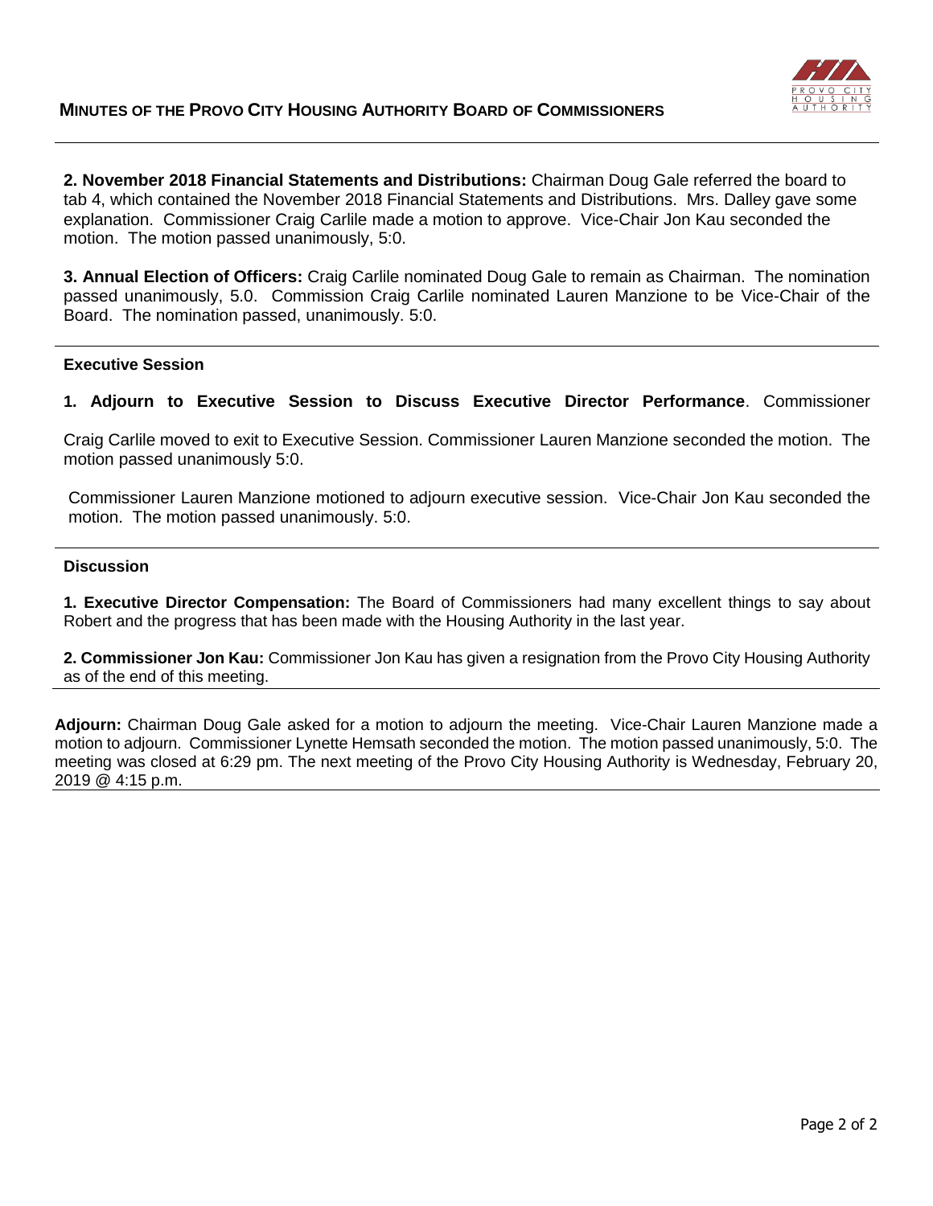**2. November 2018 Financial Statements and Distributions:** Chairman Doug Gale referred the board to tab 4, which contained the November 2018 Financial Statements and Distributions. Mrs. Dalley gave some explanation. Commissioner Craig Carlile made a motion to approve. Vice-Chair Jon Kau seconded the motion. The motion passed unanimously, 5:0.

**3. Annual Election of Officers:** Craig Carlile nominated Doug Gale to remain as Chairman. The nomination passed unanimously, 5.0. Commission Craig Carlile nominated Lauren Manzione to be Vice-Chair of the Board. The nomination passed, unanimously. 5:0.

### Executive Session

**1. Adjourn to Executive Session to Discuss Executive Director Performance**. Commissioner Craig Carlile moved to exit to Executive Session. Commissioner Lauren Manzione seconded the motion. The motion passed unanimously 5:0.

Commissioner Lauren Manzione motioned to adjourn executive session. Vice-Chair Jon Kau seconded the motion. The motion passed unanimously. 5:0.

### Discussion

**1. Executive Director Compensation:** The Board of Commissioners had many excellent things to say about Robert and the progress that has been made with the Housing Authority in the last year.

**2. Commissioner Jon Kau:** Commissioner Jon Kau has given a resignation from the Provo City Housing Authority as of the end of this meeting.

**Adjourn:** Chairman Doug Gale asked for a motion to adjourn the meeting. Vice-Chair Lauren Manzione made a motion to adjourn. Commissioner Lynette Hemsath seconded the motion. The motion passed unanimously, 5:0. The meeting was closed at 6:29 pm. The next meeting of the Provo City Housing Authority is Wednesday, February 20, 2019 @ 4:15 p.m.